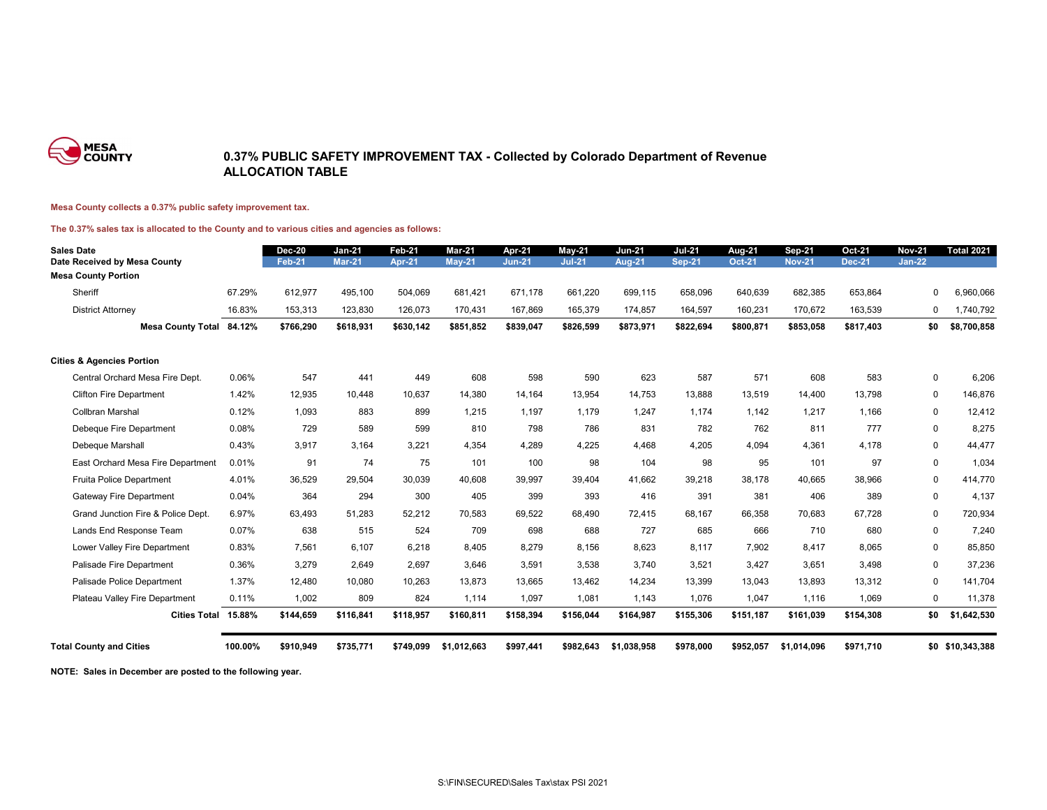MESA COUNTY

# 0.37% PUBLIC SAFETY IMPROVEMENT TAX - Collected by Colorado Department of Revenue
## ALLOCATION TABLE

**Mesa County collects a 0.37% public safety improvement tax.**

**The 0.37% sales tax is allocated to the County and to various cities and agencies as follows:**

| Sales Date | | Dec-20 | Jan-21 | Feb-21 | Mar-21 | Apr-21 | May-21 | Jun-21 | Jul-21 | Aug-21 | Sep-21 | Oct-21 | Nov-21 | Total 2021 |
|---|---|---|---|---|---|---|---|---|---|---|---|---|---|---|
| Date Received by Mesa County | | Feb-21 | Mar-21 | Apr-21 | May-21 | Jun-21 | Jul-21 | Aug-21 | Sep-21 | Oct-21 | Nov-21 | Dec-21 | Jan-22 | |
| **Mesa County Portion** | | | | | | | | | | | | | | |
| Sheriff | 67.29% | 612,977 | 495,100 | 504,069 | 681,421 | 671,178 | 661,220 | 699,115 | 658,096 | 640,639 | 682,385 | 653,864 | 0 | 6,960,066 |
| District Attorney | 16.83% | 153,313 | 123,830 | 126,073 | 170,431 | 167,869 | 165,379 | 174,857 | 164,597 | 160,231 | 170,672 | 163,539 | 0 | 1,740,792 |
| **Mesa County Total** | **84.12%** | **$766,290** | **$618,931** | **$630,142** | **$851,852** | **$839,047** | **$826,599** | **$873,971** | **$822,694** | **$800,871** | **$853,058** | **$817,403** | **$0** | **$8,700,858** |
| **Cities & Agencies Portion** | | | | | | | | | | | | | | |
| Central Orchard Mesa Fire Dept. | 0.06% | 547 | 441 | 449 | 608 | 598 | 590 | 623 | 587 | 571 | 608 | 583 | 0 | 6,206 |
| Clifton Fire Department | 1.42% | 12,935 | 10,448 | 10,637 | 14,380 | 14,164 | 13,954 | 14,753 | 13,888 | 13,519 | 14,400 | 13,798 | 0 | 146,876 |
| Collbran Marshal | 0.12% | 1,093 | 883 | 899 | 1,215 | 1,197 | 1,179 | 1,247 | 1,174 | 1,142 | 1,217 | 1,166 | 0 | 12,412 |
| Debeque Fire Department | 0.08% | 729 | 589 | 599 | 810 | 798 | 786 | 831 | 782 | 762 | 811 | 777 | 0 | 8,275 |
| Debeque Marshall | 0.43% | 3,917 | 3,164 | 3,221 | 4,354 | 4,289 | 4,225 | 4,468 | 4,205 | 4,094 | 4,361 | 4,178 | 0 | 44,477 |
| East Orchard Mesa Fire Department | 0.01% | 91 | 74 | 75 | 101 | 100 | 98 | 104 | 98 | 95 | 101 | 97 | 0 | 1,034 |
| Fruita Police Department | 4.01% | 36,529 | 29,504 | 30,039 | 40,608 | 39,997 | 39,404 | 41,662 | 39,218 | 38,178 | 40,665 | 38,966 | 0 | 414,770 |
| Gateway Fire Department | 0.04% | 364 | 294 | 300 | 405 | 399 | 393 | 416 | 391 | 381 | 406 | 389 | 0 | 4,137 |
| Grand Junction Fire & Police Dept. | 6.97% | 63,493 | 51,283 | 52,212 | 70,583 | 69,522 | 68,490 | 72,415 | 68,167 | 66,358 | 70,683 | 67,728 | 0 | 720,934 |
| Lands End Response Team | 0.07% | 638 | 515 | 524 | 709 | 698 | 688 | 727 | 685 | 666 | 710 | 680 | 0 | 7,240 |
| Lower Valley Fire Department | 0.83% | 7,561 | 6,107 | 6,218 | 8,405 | 8,279 | 8,156 | 8,623 | 8,117 | 7,902 | 8,417 | 8,065 | 0 | 85,850 |
| Palisade Fire Department | 0.36% | 3,279 | 2,649 | 2,697 | 3,646 | 3,591 | 3,538 | 3,740 | 3,521 | 3,427 | 3,651 | 3,498 | 0 | 37,236 |
| Palisade Police Department | 1.37% | 12,480 | 10,080 | 10,263 | 13,873 | 13,665 | 13,462 | 14,234 | 13,399 | 13,043 | 13,893 | 13,312 | 0 | 141,704 |
| Plateau Valley Fire Department | 0.11% | 1,002 | 809 | 824 | 1,114 | 1,097 | 1,081 | 1,143 | 1,076 | 1,047 | 1,116 | 1,069 | 0 | 11,378 |
| **Cities Total** | **15.88%** | **$144,659** | **$116,841** | **$118,957** | **$160,811** | **$158,394** | **$156,044** | **$164,987** | **$155,306** | **$151,187** | **$161,039** | **$154,308** | **$0** | **$1,642,530** |
| **Total County and Cities** | **100.00%** | **$910,949** | **$735,771** | **$749,099** | **$1,012,663** | **$997,441** | **$982,643** | **$1,038,958** | **$978,000** | **$952,057** | **$1,014,096** | **$971,710** | **$0** | **$10,343,388** |

**NOTE: Sales in December are posted to the following year.**

S:\FIN\SECURED\Sales Tax\stax PSI 2021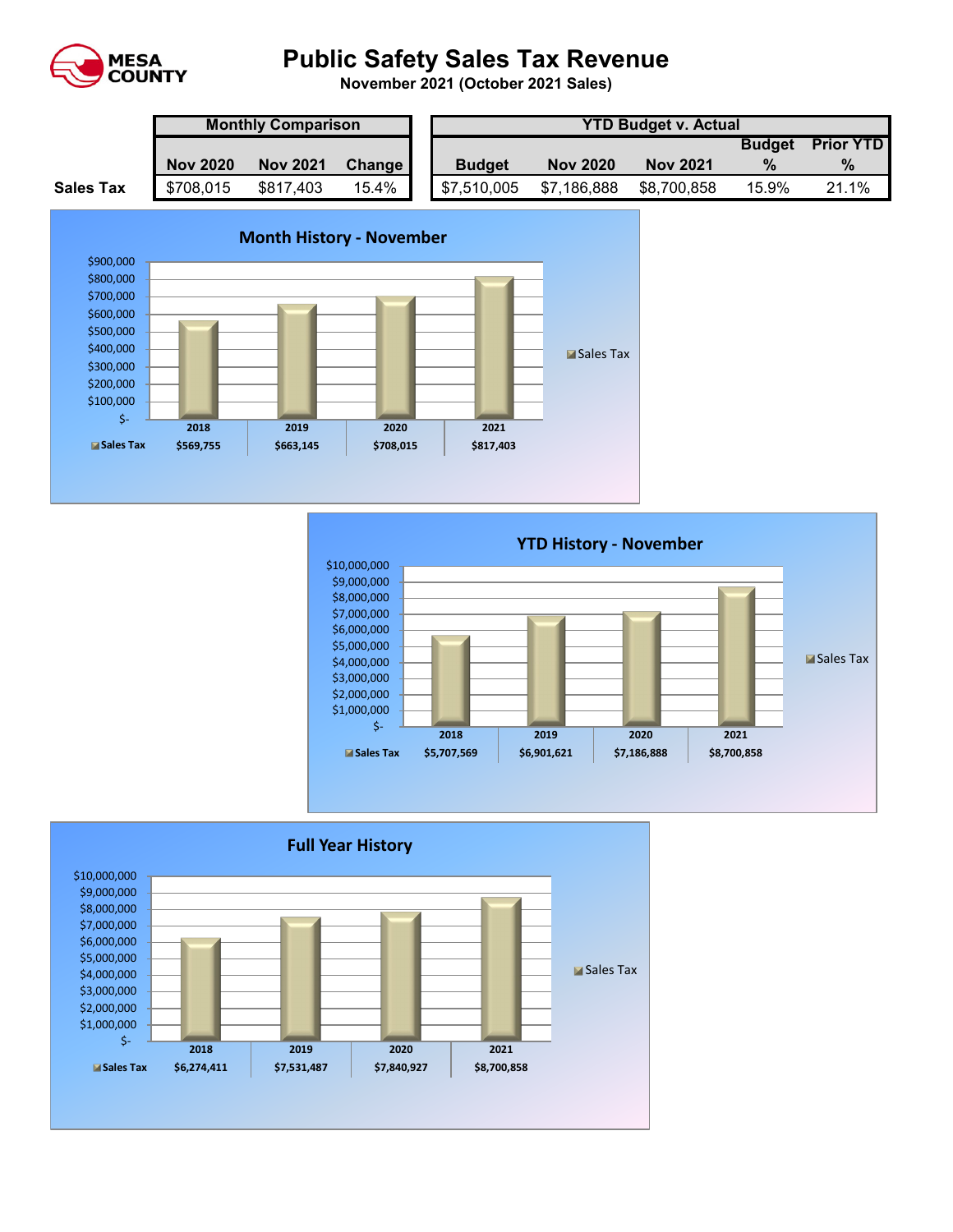# Public Safety Sales Tax Revenue

**November 2021 (October 2021 Sales)**

| | Monthly Comparison | | | YTD Budget v. Actual | | | | |
|---|---|---|---|---|---|---|---|---|
| | Nov 2020 | Nov 2021 | Change | Budget | Nov 2020 | Nov 2021 | Budget % | Prior YTD % |
| **Sales Tax** | $708,015 | $817,403 | 15.4% | $7,510,005 | $7,186,888 | $8,700,858 | 15.9% | 21.1% |

## Month History - November

| | 2018 | 2019 | 2020 | 2021 |
|---|---|---|---|---|
| Sales Tax | $569,755 | $663,145 | $708,015 | $817,403 |

## YTD History - November

| | 2018 | 2019 | 2020 | 2021 |
|---|---|---|---|---|
| Sales Tax | $5,707,569 | $6,901,621 | $7,186,888 | $8,700,858 |

## Full Year History

| | 2018 | 2019 | 2020 | 2021 |
|---|---|---|---|---|
| Sales Tax | $6,274,411 | $7,531,487 | $7,840,927 | $8,700,858 |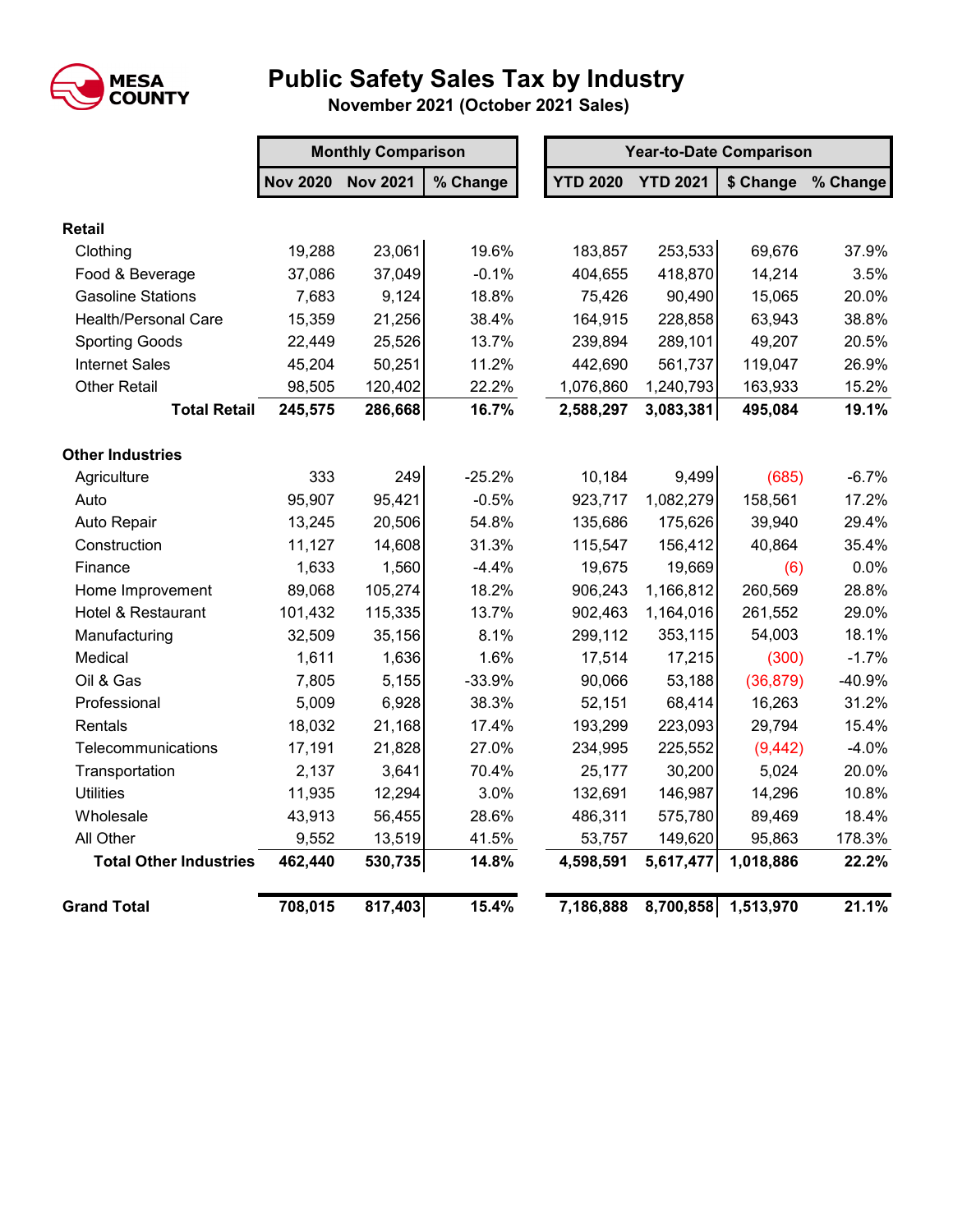MESA COUNTY

# Public Safety Sales Tax by Industry

**November 2021 (October 2021 Sales)**

| | Monthly Comparison | | | Year-to-Date Comparison | | | |
|---|---|---|---|---|---|---|---|
| | Nov 2020 | Nov 2021 | % Change | YTD 2020 | YTD 2021 | $ Change | % Change |
| **Retail** | | | | | | | |
| Clothing | 19,288 | 23,061 | 19.6% | 183,857 | 253,533 | 69,676 | 37.9% |
| Food & Beverage | 37,086 | 37,049 | -0.1% | 404,655 | 418,870 | 14,214 | 3.5% |
| Gasoline Stations | 7,683 | 9,124 | 18.8% | 75,426 | 90,490 | 15,065 | 20.0% |
| Health/Personal Care | 15,359 | 21,256 | 38.4% | 164,915 | 228,858 | 63,943 | 38.8% |
| Sporting Goods | 22,449 | 25,526 | 13.7% | 239,894 | 289,101 | 49,207 | 20.5% |
| Internet Sales | 45,204 | 50,251 | 11.2% | 442,690 | 561,737 | 119,047 | 26.9% |
| Other Retail | 98,505 | 120,402 | 22.2% | 1,076,860 | 1,240,793 | 163,933 | 15.2% |
| **Total Retail** | **245,575** | **286,668** | **16.7%** | **2,588,297** | **3,083,381** | **495,084** | **19.1%** |
| **Other Industries** | | | | | | | |
| Agriculture | 333 | 249 | -25.2% | 10,184 | 9,499 | (685) | -6.7% |
| Auto | 95,907 | 95,421 | -0.5% | 923,717 | 1,082,279 | 158,561 | 17.2% |
| Auto Repair | 13,245 | 20,506 | 54.8% | 135,686 | 175,626 | 39,940 | 29.4% |
| Construction | 11,127 | 14,608 | 31.3% | 115,547 | 156,412 | 40,864 | 35.4% |
| Finance | 1,633 | 1,560 | -4.4% | 19,675 | 19,669 | (6) | 0.0% |
| Home Improvement | 89,068 | 105,274 | 18.2% | 906,243 | 1,166,812 | 260,569 | 28.8% |
| Hotel & Restaurant | 101,432 | 115,335 | 13.7% | 902,463 | 1,164,016 | 261,552 | 29.0% |
| Manufacturing | 32,509 | 35,156 | 8.1% | 299,112 | 353,115 | 54,003 | 18.1% |
| Medical | 1,611 | 1,636 | 1.6% | 17,514 | 17,215 | (300) | -1.7% |
| Oil & Gas | 7,805 | 5,155 | -33.9% | 90,066 | 53,188 | (36,879) | -40.9% |
| Professional | 5,009 | 6,928 | 38.3% | 52,151 | 68,414 | 16,263 | 31.2% |
| Rentals | 18,032 | 21,168 | 17.4% | 193,299 | 223,093 | 29,794 | 15.4% |
| Telecommunications | 17,191 | 21,828 | 27.0% | 234,995 | 225,552 | (9,442) | -4.0% |
| Transportation | 2,137 | 3,641 | 70.4% | 25,177 | 30,200 | 5,024 | 20.0% |
| Utilities | 11,935 | 12,294 | 3.0% | 132,691 | 146,987 | 14,296 | 10.8% |
| Wholesale | 43,913 | 56,455 | 28.6% | 486,311 | 575,780 | 89,469 | 18.4% |
| All Other | 9,552 | 13,519 | 41.5% | 53,757 | 149,620 | 95,863 | 178.3% |
| **Total Other Industries** | **462,440** | **530,735** | **14.8%** | **4,598,591** | **5,617,477** | **1,018,886** | **22.2%** |
| **Grand Total** | **708,015** | **817,403** | **15.4%** | **7,186,888** | **8,700,858** | **1,513,970** | **21.1%** |